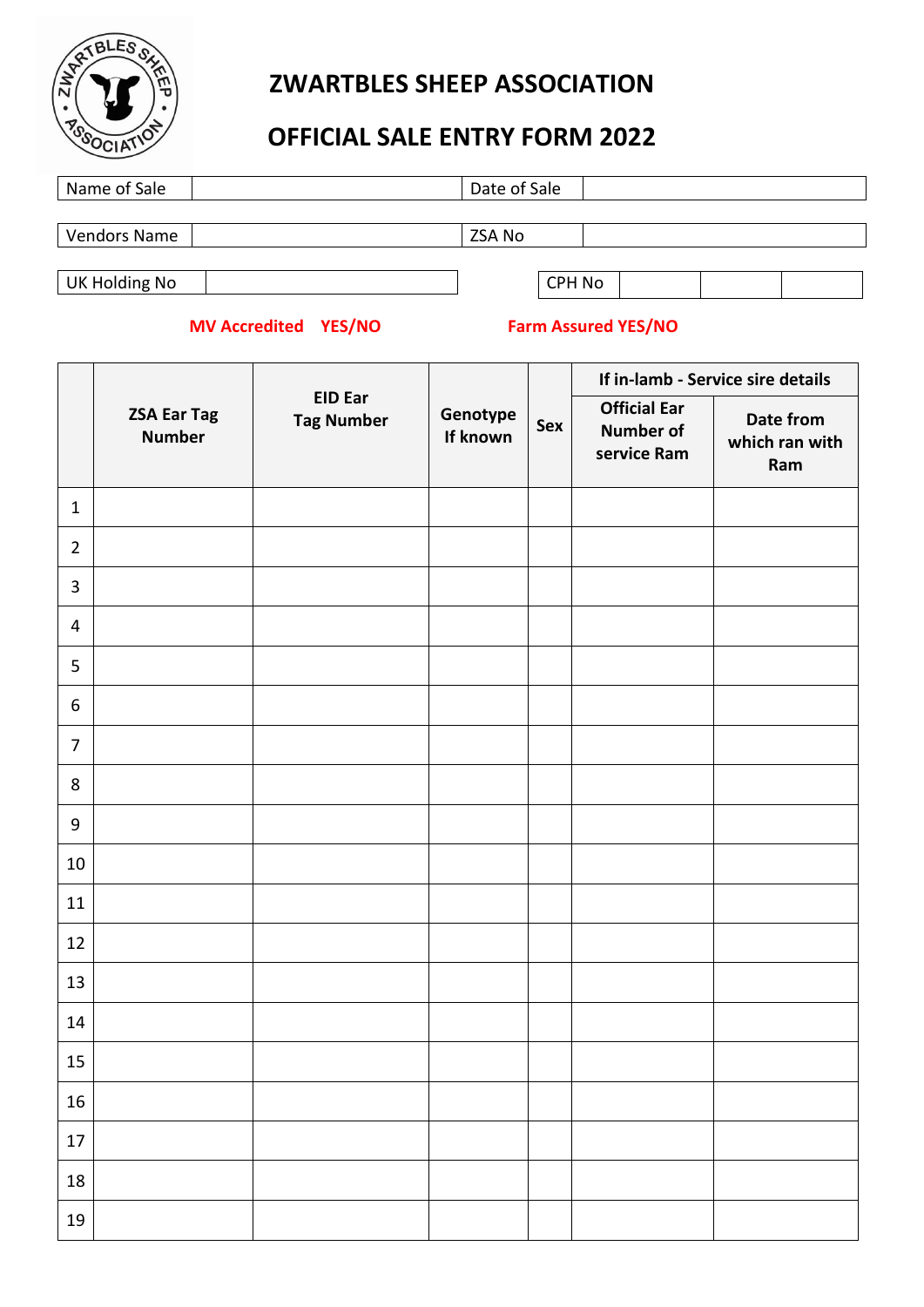# ZWARTBLES SHEEP ASSOCIATION

## OFFICIAL SALE ENTRY FORM 2022

| Name of Sale | | Date of Sale | |
|---|---|---|---|

| Vendors Name | | ZSA No | |
|---|---|---|---|

| UK Holding No | |
|---|---|

| CPH No | | | |
|---|---|---|---|

**MV Accredited YES/NO** **Farm Assured YES/NO**

| | ZSA Ear Tag Number | EID Ear Tag Number | Genotype If known | Sex | If in-lamb - Service sire details | |
|---|---|---|---|---|---|---|
| | | | | | Official Ear Number of service Ram | Date from which ran with Ram |
| 1 | | | | | | |
| 2 | | | | | | |
| 3 | | | | | | |
| 4 | | | | | | |
| 5 | | | | | | |
| 6 | | | | | | |
| 7 | | | | | | |
| 8 | | | | | | |
| 9 | | | | | | |
| 10 | | | | | | |
| 11 | | | | | | |
| 12 | | | | | | |
| 13 | | | | | | |
| 14 | | | | | | |
| 15 | | | | | | |
| 16 | | | | | | |
| 17 | | | | | | |
| 18 | | | | | | |
| 19 | | | | | | |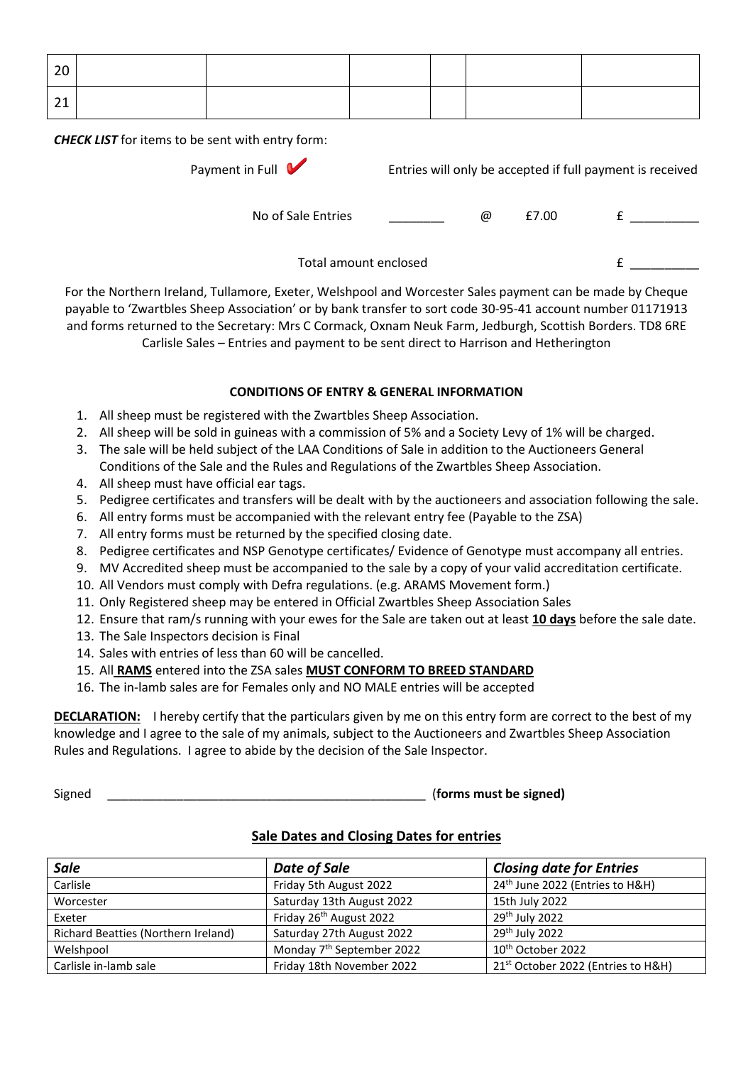| | | | | | | |
|---|---|---|---|---|---|---|
| 20 | | | | | | |
| 21 | | | | | | |

***CHECK LIST*** for items to be sent with entry form:

Payment in Full ✔ &nbsp;&nbsp;&nbsp;&nbsp; Entries will only be accepted if full payment is received

No of Sale Entries ________ @ £7.00 £ __________

Total amount enclosed £ __________

For the Northern Ireland, Tullamore, Exeter, Welshpool and Worcester Sales payment can be made by Cheque payable to 'Zwartbles Sheep Association' or by bank transfer to sort code 30-95-41 account number 01171913 and forms returned to the Secretary: Mrs C Cormack, Oxnam Neuk Farm, Jedburgh, Scottish Borders. TD8 6RE
Carlisle Sales – Entries and payment to be sent direct to Harrison and Hetherington

**CONDITIONS OF ENTRY & GENERAL INFORMATION**

1. All sheep must be registered with the Zwartbles Sheep Association.
2. All sheep will be sold in guineas with a commission of 5% and a Society Levy of 1% will be charged.
3. The sale will be held subject of the LAA Conditions of Sale in addition to the Auctioneers General Conditions of the Sale and the Rules and Regulations of the Zwartbles Sheep Association.
4. All sheep must have official ear tags.
5. Pedigree certificates and transfers will be dealt with by the auctioneers and association following the sale.
6. All entry forms must be accompanied with the relevant entry fee (Payable to the ZSA)
7. All entry forms must be returned by the specified closing date.
8. Pedigree certificates and NSP Genotype certificates/ Evidence of Genotype must accompany all entries.
9. MV Accredited sheep must be accompanied to the sale by a copy of your valid accreditation certificate.
10. All Vendors must comply with Defra regulations. (e.g. ARAMS Movement form.)
11. Only Registered sheep may be entered in Official Zwartbles Sheep Association Sales
12. Ensure that ram/s running with your ewes for the Sale are taken out at least **10 days** before the sale date.
13. The Sale Inspectors decision is Final
14. Sales with entries of less than 60 will be cancelled.
15. All **RAMS** entered into the ZSA sales **MUST CONFORM TO BREED STANDARD**
16. The in-lamb sales are for Females only and NO MALE entries will be accepted

**DECLARATION:** I hereby certify that the particulars given by me on this entry form are correct to the best of my knowledge and I agree to the sale of my animals, subject to the Auctioneers and Zwartbles Sheep Association Rules and Regulations. I agree to abide by the decision of the Sale Inspector.

Signed _______________________________________________ (**forms must be signed)**

## Sale Dates and Closing Dates for entries

| *Sale* | *Date of Sale* | *Closing date for Entries* |
|---|---|---|
| Carlisle | Friday 5th August 2022 | 24th June 2022 (Entries to H&H) |
| Worcester | Saturday 13th August 2022 | 15th July 2022 |
| Exeter | Friday 26th August 2022 | 29th July 2022 |
| Richard Beatties (Northern Ireland) | Saturday 27th August 2022 | 29th July 2022 |
| Welshpool | Monday 7th September 2022 | 10th October 2022 |
| Carlisle in-lamb sale | Friday 18th November 2022 | 21st October 2022 (Entries to H&H) |